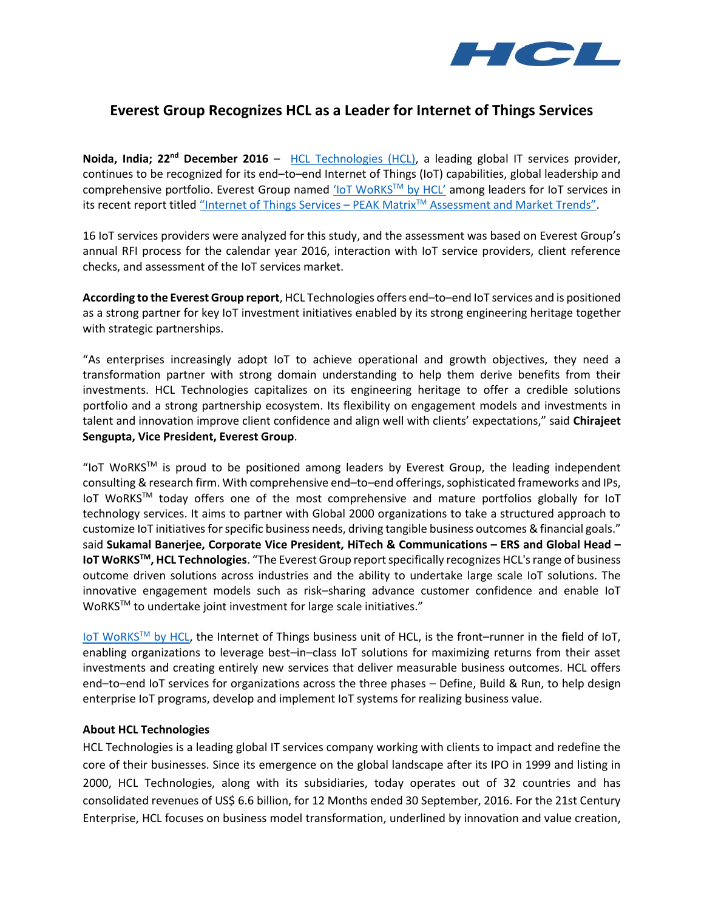# Everest Group Recognizes HCL as a Leader for Internet of Things Services

**Noida, India; 22nd December 2016** – HCL Technologies (HCL), a leading global IT services provider, continues to be recognized for its end–to–end Internet of Things (IoT) capabilities, global leadership and comprehensive portfolio. Everest Group named 'IoT WoRKS™ by HCL' among leaders for IoT services in its recent report titled "Internet of Things Services – PEAK Matrix™ Assessment and Market Trends".

16 IoT services providers were analyzed for this study, and the assessment was based on Everest Group's annual RFI process for the calendar year 2016, interaction with IoT service providers, client reference checks, and assessment of the IoT services market.

**According to the Everest Group report**, HCL Technologies offers end–to–end IoT services and is positioned as a strong partner for key IoT investment initiatives enabled by its strong engineering heritage together with strategic partnerships.

"As enterprises increasingly adopt IoT to achieve operational and growth objectives, they need a transformation partner with strong domain understanding to help them derive benefits from their investments. HCL Technologies capitalizes on its engineering heritage to offer a credible solutions portfolio and a strong partnership ecosystem. Its flexibility on engagement models and investments in talent and innovation improve client confidence and align well with clients' expectations," said **Chirajeet Sengupta, Vice President, Everest Group**.

"IoT WoRKS™ is proud to be positioned among leaders by Everest Group, the leading independent consulting & research firm. With comprehensive end–to–end offerings, sophisticated frameworks and IPs, IoT WoRKS™ today offers one of the most comprehensive and mature portfolios globally for IoT technology services. It aims to partner with Global 2000 organizations to take a structured approach to customize IoT initiatives for specific business needs, driving tangible business outcomes & financial goals." said **Sukamal Banerjee, Corporate Vice President, HiTech & Communications – ERS and Global Head – IoT WoRKS™, HCL Technologies**. "The Everest Group report specifically recognizes HCL's range of business outcome driven solutions across industries and the ability to undertake large scale IoT solutions. The innovative engagement models such as risk–sharing advance customer confidence and enable IoT WoRKS™ to undertake joint investment for large scale initiatives."

IoT WoRKS™ by HCL, the Internet of Things business unit of HCL, is the front–runner in the field of IoT, enabling organizations to leverage best–in–class IoT solutions for maximizing returns from their asset investments and creating entirely new services that deliver measurable business outcomes. HCL offers end–to–end IoT services for organizations across the three phases – Define, Build & Run, to help design enterprise IoT programs, develop and implement IoT systems for realizing business value.

**About HCL Technologies**

HCL Technologies is a leading global IT services company working with clients to impact and redefine the core of their businesses. Since its emergence on the global landscape after its IPO in 1999 and listing in 2000, HCL Technologies, along with its subsidiaries, today operates out of 32 countries and has consolidated revenues of US$ 6.6 billion, for 12 Months ended 30 September, 2016. For the 21st Century Enterprise, HCL focuses on business model transformation, underlined by innovation and value creation,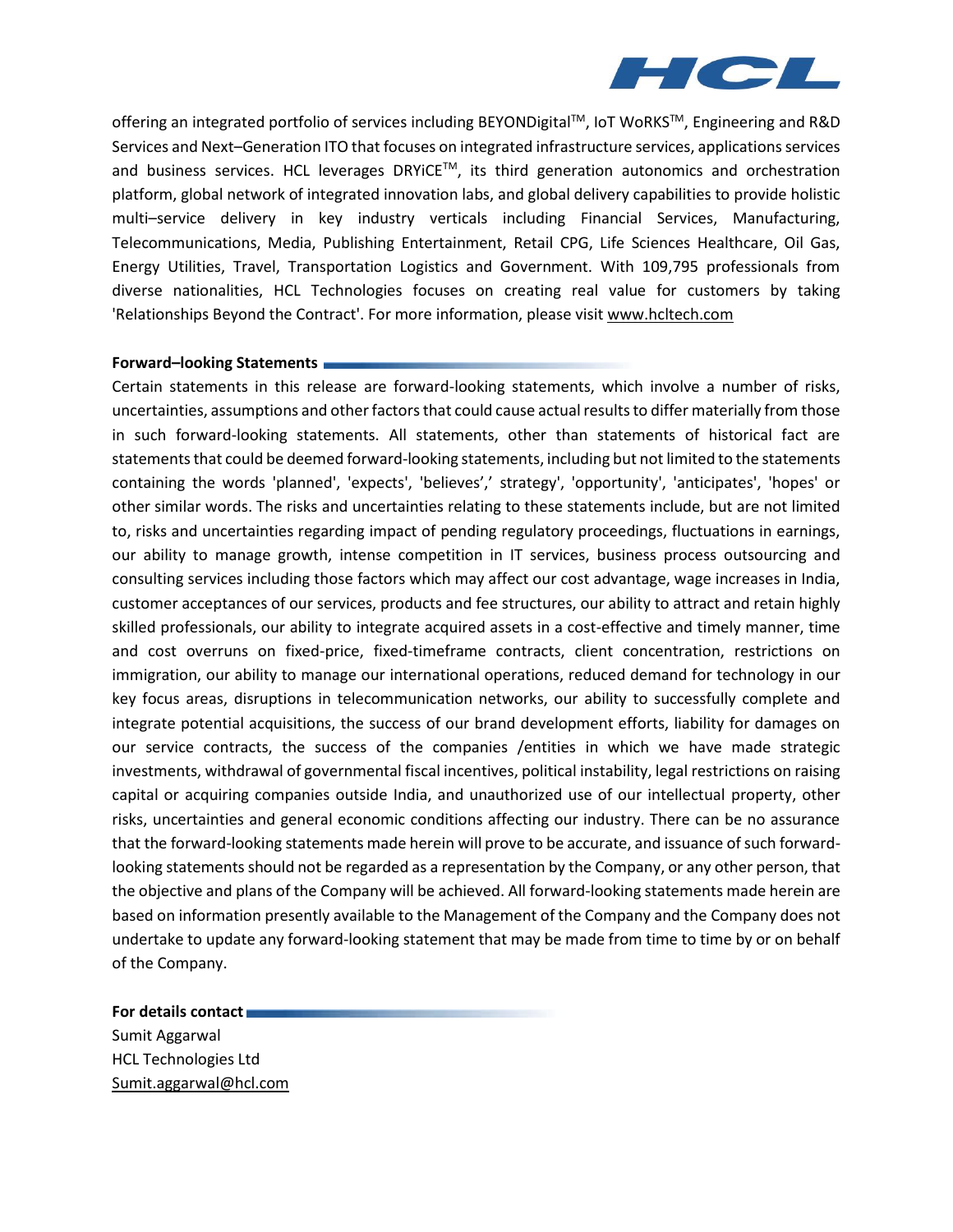offering an integrated portfolio of services including BEYONDigital™, IoT WoRKS™, Engineering and R&D Services and Next–Generation ITO that focuses on integrated infrastructure services, applications services and business services. HCL leverages DRYiCE™, its third generation autonomics and orchestration platform, global network of integrated innovation labs, and global delivery capabilities to provide holistic multi–service delivery in key industry verticals including Financial Services, Manufacturing, Telecommunications, Media, Publishing Entertainment, Retail CPG, Life Sciences Healthcare, Oil Gas, Energy Utilities, Travel, Transportation Logistics and Government. With 109,795 professionals from diverse nationalities, HCL Technologies focuses on creating real value for customers by taking 'Relationships Beyond the Contract'. For more information, please visit www.hcltech.com

**Forward–looking Statements**

Certain statements in this release are forward-looking statements, which involve a number of risks, uncertainties, assumptions and other factors that could cause actual results to differ materially from those in such forward-looking statements. All statements, other than statements of historical fact are statements that could be deemed forward-looking statements, including but not limited to the statements containing the words 'planned', 'expects', 'believes',' strategy', 'opportunity', 'anticipates', 'hopes' or other similar words. The risks and uncertainties relating to these statements include, but are not limited to, risks and uncertainties regarding impact of pending regulatory proceedings, fluctuations in earnings, our ability to manage growth, intense competition in IT services, business process outsourcing and consulting services including those factors which may affect our cost advantage, wage increases in India, customer acceptances of our services, products and fee structures, our ability to attract and retain highly skilled professionals, our ability to integrate acquired assets in a cost-effective and timely manner, time and cost overruns on fixed-price, fixed-timeframe contracts, client concentration, restrictions on immigration, our ability to manage our international operations, reduced demand for technology in our key focus areas, disruptions in telecommunication networks, our ability to successfully complete and integrate potential acquisitions, the success of our brand development efforts, liability for damages on our service contracts, the success of the companies /entities in which we have made strategic investments, withdrawal of governmental fiscal incentives, political instability, legal restrictions on raising capital or acquiring companies outside India, and unauthorized use of our intellectual property, other risks, uncertainties and general economic conditions affecting our industry. There can be no assurance that the forward-looking statements made herein will prove to be accurate, and issuance of such forward-looking statements should not be regarded as a representation by the Company, or any other person, that the objective and plans of the Company will be achieved. All forward-looking statements made herein are based on information presently available to the Management of the Company and the Company does not undertake to update any forward-looking statement that may be made from time to time by or on behalf of the Company.

**For details contact**

Sumit Aggarwal
HCL Technologies Ltd
Sumit.aggarwal@hcl.com